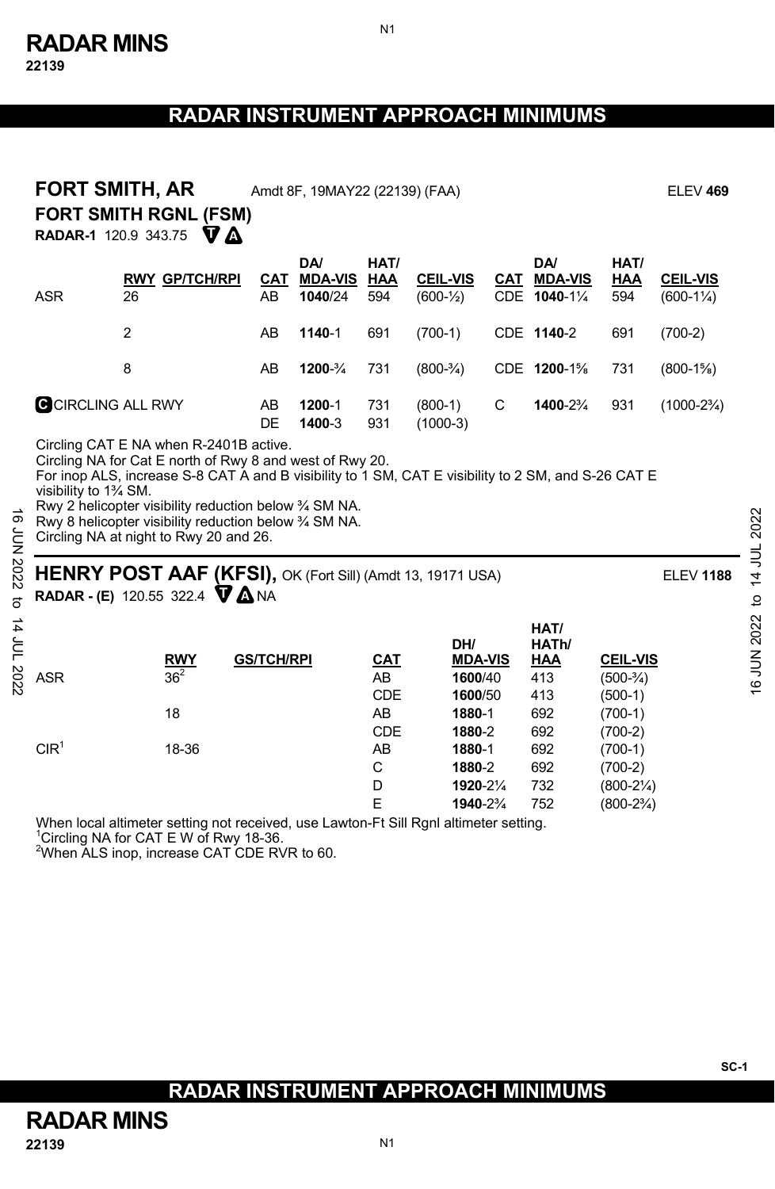# RADAR INSTRUMENT APPROACH MINIMUMS

## FORT SMITH, AR

Amdt 8F, 19MAY22 (22139) (FAA) ELEV **469**

### FORT SMITH RGNL (FSM)

**RADAR-1** 120.9 343.75 T A

| | RWY | GP/TCH/RPI | CAT | DA/ MDA-VIS | HAT/ HAA | CEIL-VIS | CAT | DA/ MDA-VIS | HAT/ HAA | CEIL-VIS |
|---|---|---|---|---|---|---|---|---|---|---|
| ASR | 26 | | AB | **1040**/24 | 594 | (600-½) | CDE | **1040**-1¼ | 594 | (600-1¼) |
| | 2 | | AB | **1140**-1 | 691 | (700-1) | CDE | **1140**-2 | 691 | (700-2) |
| | 8 | | AB | **1200**-¾ | 731 | (800-¾) | CDE | **1200**-1⅝ | 731 | (800-1⅝) |
| C CIRCLING ALL RWY | | | AB | **1200**-1 | 731 | (800-1) | C | **1400**-2¾ | 931 | (1000-2¾) |
| | | | DE | **1400**-3 | 931 | (1000-3) | | | | |

Circling CAT E NA when R-2401B active.
Circling NA for Cat E north of Rwy 8 and west of Rwy 20.
For inop ALS, increase S-8 CAT A and B visibility to 1 SM, CAT E visibility to 2 SM, and S-26 CAT E visibility to 1¾ SM.
Rwy 2 helicopter visibility reduction below ¾ SM NA.
Rwy 8 helicopter visibility reduction below ¾ SM NA.
Circling NA at night to Rwy 20 and 26.

## HENRY POST AAF (KFSI), OK (Fort Sill) (Amdt 13, 19171 USA)

ELEV **1188**

**RADAR - (E)** 120.55 322.4 T A NA

| | RWY | GS/TCH/RPI | CAT | DH/ MDA-VIS | HAT/ HATh/ HAA | CEIL-VIS |
|---|---|---|---|---|---|---|
| ASR | 36[2] | | AB | **1600**/40 | 413 | (500-¾) |
| | | | CDE | **1600**/50 | 413 | (500-1) |
| | 18 | | AB | **1880**-1 | 692 | (700-1) |
| | | | CDE | **1880**-2 | 692 | (700-2) |
| CIR[1] | 18-36 | | AB | **1880**-1 | 692 | (700-1) |
| | | | C | **1880**-2 | 692 | (700-2) |
| | | | D | **1920**-2¼ | 732 | (800-2¼) |
| | | | E | **1940**-2¾ | 752 | (800-2¾) |

When local altimeter setting not received, use Lawton-Ft Sill Rgnl altimeter setting.
[1]Circling NA for CAT E W of Rwy 18-36.
[2]When ALS inop, increase CAT CDE RVR to 60.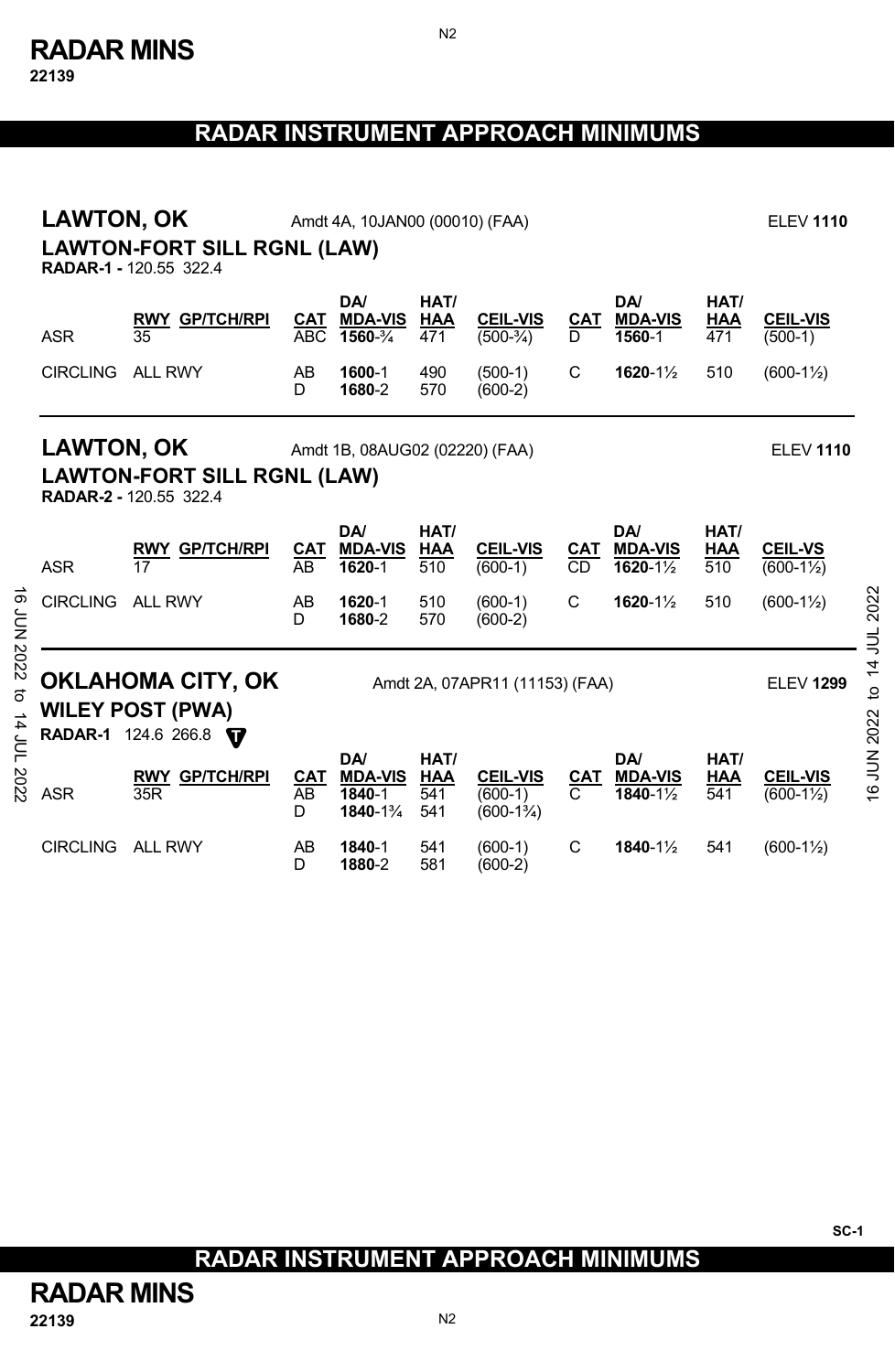# RADAR INSTRUMENT APPROACH MINIMUMS

## LAWTON, OK

Amdt 4A, 10JAN00 (00010) (FAA) ELEV **1110**

### LAWTON-FORT SILL RGNL (LAW)

**RADAR-1 -** 120.55 322.4

| | RWY GP/TCH/RPI | CAT | DA/ MDA-VIS | HAT/ HAA | CEIL-VIS | CAT | DA/ MDA-VIS | HAT/ HAA | CEIL-VIS |
|---|---|---|---|---|---|---|---|---|---|
| ASR | 35 | ABC | **1560**-¾ | 471 | (500-¾) | D | **1560**-1 | 471 | (500-1) |
| CIRCLING | ALL RWY | AB | **1600**-1 | 490 | (500-1) | C | **1620**-1½ | 510 | (600-1½) |
| | | D | **1680**-2 | 570 | (600-2) | | | | |

## LAWTON, OK

Amdt 1B, 08AUG02 (02220) (FAA) ELEV **1110**

### LAWTON-FORT SILL RGNL (LAW)

**RADAR-2 -** 120.55 322.4

| | RWY GP/TCH/RPI | CAT | DA/ MDA-VIS | HAT/ HAA | CEIL-VIS | CAT | DA/ MDA-VIS | HAT/ HAA | CEIL-VS |
|---|---|---|---|---|---|---|---|---|---|
| ASR | 17 | AB | **1620**-1 | 510 | (600-1) | CD | **1620**-1½ | 510 | (600-1½) |
| CIRCLING | ALL RWY | AB | **1620**-1 | 510 | (600-1) | C | **1620**-1½ | 510 | (600-1½) |
| | | D | **1680**-2 | 570 | (600-2) | | | | |

## OKLAHOMA CITY, OK

Amdt 2A, 07APR11 (11153) (FAA) ELEV **1299**

### WILEY POST (PWA)

**RADAR-1** 124.6 266.8 T

| | RWY GP/TCH/RPI | CAT | DA/ MDA-VIS | HAT/ HAA | CEIL-VIS | CAT | DA/ MDA-VIS | HAT/ HAA | CEIL-VIS |
|---|---|---|---|---|---|---|---|---|---|
| ASR | 35R | AB | **1840**-1 | 541 | (600-1) | C | **1840**-1½ | 541 | (600-1½) |
| | | D | **1840**-1¾ | 541 | (600-1¾) | | | | |
| CIRCLING | ALL RWY | AB | **1840**-1 | 541 | (600-1) | C | **1840**-1½ | 541 | (600-1½) |
| | | D | **1880**-2 | 581 | (600-2) | | | | |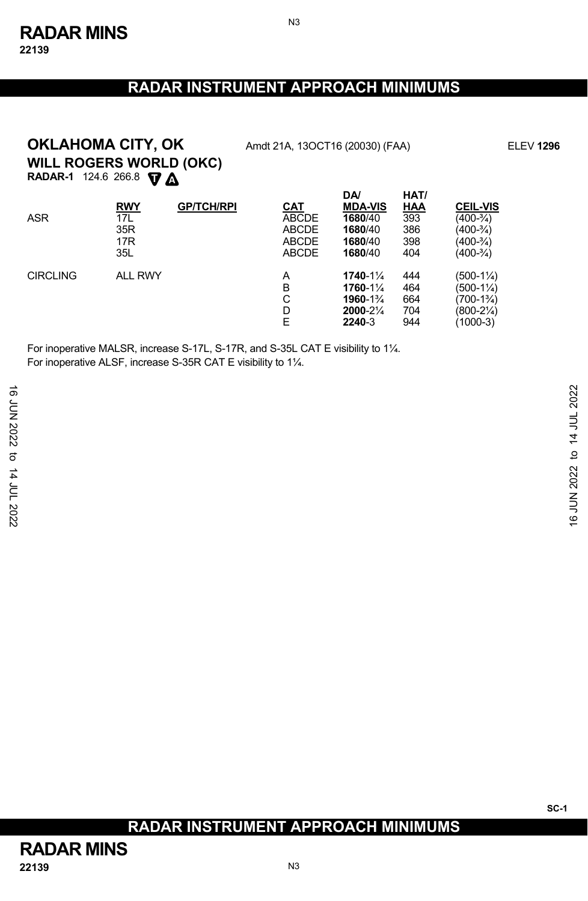# RADAR INSTRUMENT APPROACH MINIMUMS

## OKLAHOMA CITY, OK

Amdt 21A, 13OCT16 (20030) (FAA) ELEV **1296**

### WILL ROGERS WORLD (OKC)

**RADAR-1** 124.6 266.8 T A

| | RWY | GP/TCH/RPI | CAT | DA/ MDA-VIS | HAT/ HAA | CEIL-VIS |
|---|---|---|---|---|---|---|
| ASR | 17L | | ABCDE | **1680**/40 | 393 | (400-¾) |
| | 35R | | ABCDE | **1680**/40 | 386 | (400-¾) |
| | 17R | | ABCDE | **1680**/40 | 398 | (400-¾) |
| | 35L | | ABCDE | **1680**/40 | 404 | (400-¾) |
| CIRCLING | ALL RWY | | A | **1740**-1¼ | 444 | (500-1¼) |
| | | | B | **1760**-1¼ | 464 | (500-1¼) |
| | | | C | **1960**-1¾ | 664 | (700-1¾) |
| | | | D | **2000**-2¼ | 704 | (800-2¼) |
| | | | E | **2240**-3 | 944 | (1000-3) |

For inoperative MALSR, increase S-17L, S-17R, and S-35L CAT E visibility to 1¼.
For inoperative ALSF, increase S-35R CAT E visibility to 1¼.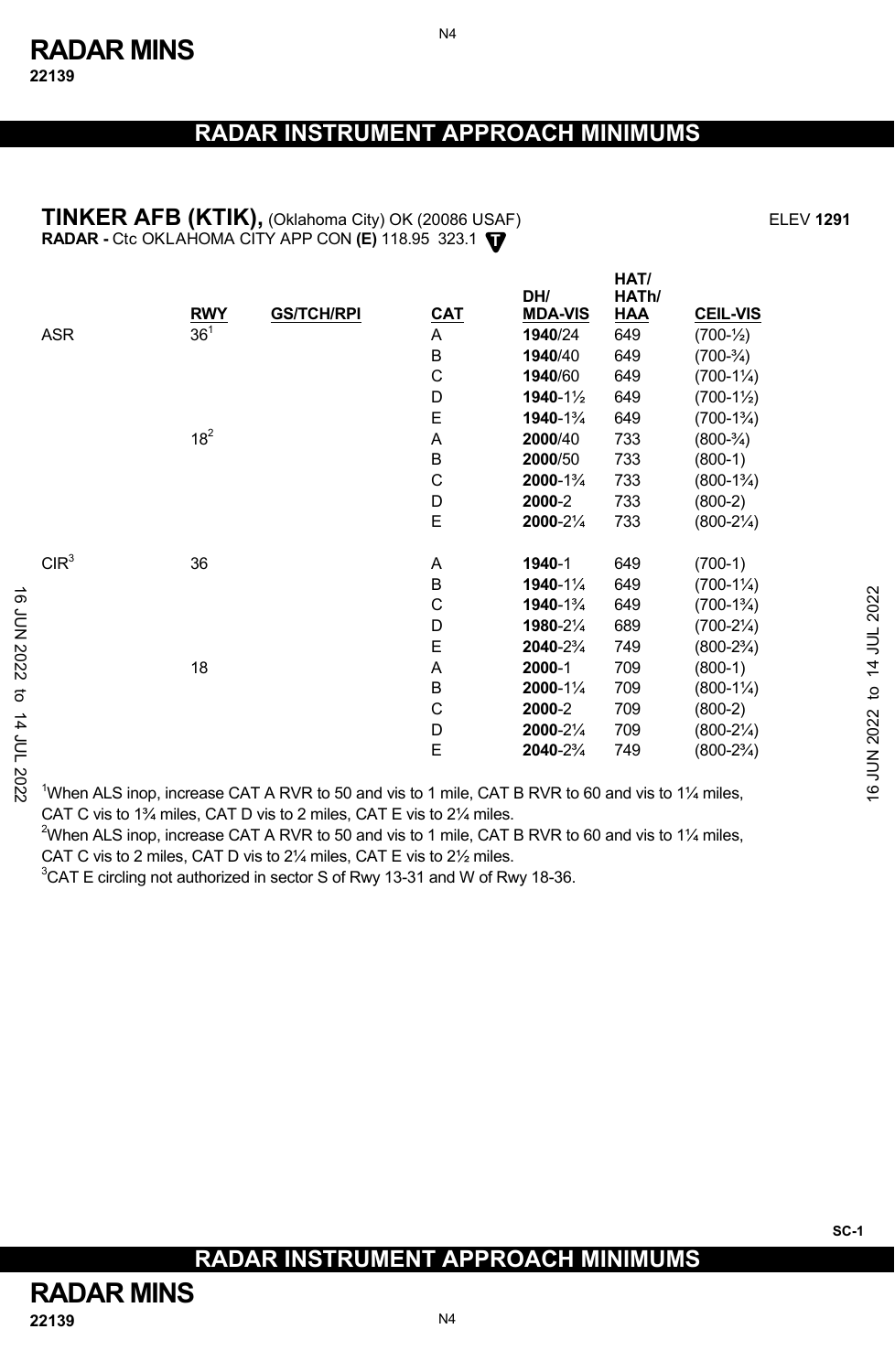# RADAR INSTRUMENT APPROACH MINIMUMS

## TINKER AFB (KTIK), (Oklahoma City) OK (20086 USAF)

ELEV **1291**

**RADAR -** Ctc OKLAHOMA CITY APP CON **(E)** 118.95 323.1

| | RWY | GS/TCH/RPI | CAT | DH/ MDA-VIS | HAT/ HATh/ HAA | CEIL-VIS |
|---|---|---|---|---|---|---|
| ASR | 36[1] | | A | **1940**/24 | 649 | (700-½) |
| | | | B | **1940**/40 | 649 | (700-¾) |
| | | | C | **1940**/60 | 649 | (700-1¼) |
| | | | D | **1940**-1½ | 649 | (700-1½) |
| | | | E | **1940**-1¾ | 649 | (700-1¾) |
| | 18[2] | | A | **2000**/40 | 733 | (800-¾) |
| | | | B | **2000**/50 | 733 | (800-1) |
| | | | C | **2000**-1¾ | 733 | (800-1¾) |
| | | | D | **2000**-2 | 733 | (800-2) |
| | | | E | **2000**-2¼ | 733 | (800-2¼) |
| CIR[3] | 36 | | A | **1940**-1 | 649 | (700-1) |
| | | | B | **1940**-1¼ | 649 | (700-1¼) |
| | | | C | **1940**-1¾ | 649 | (700-1¾) |
| | | | D | **1980**-2¼ | 689 | (700-2¼) |
| | | | E | **2040**-2¾ | 749 | (800-2¾) |
| | 18 | | A | **2000**-1 | 709 | (800-1) |
| | | | B | **2000**-1¼ | 709 | (800-1¼) |
| | | | C | **2000**-2 | 709 | (800-2) |
| | | | D | **2000**-2¼ | 709 | (800-2¼) |
| | | | E | **2040**-2¾ | 749 | (800-2¾) |

[1]When ALS inop, increase CAT A RVR to 50 and vis to 1 mile, CAT B RVR to 60 and vis to 1¼ miles, CAT C vis to 1¾ miles, CAT D vis to 2 miles, CAT E vis to 2¼ miles.
[2]When ALS inop, increase CAT A RVR to 50 and vis to 1 mile, CAT B RVR to 60 and vis to 1¼ miles, CAT C vis to 2 miles, CAT D vis to 2¼ miles, CAT E vis to 2½ miles.
[3]CAT E circling not authorized in sector S of Rwy 13-31 and W of Rwy 18-36.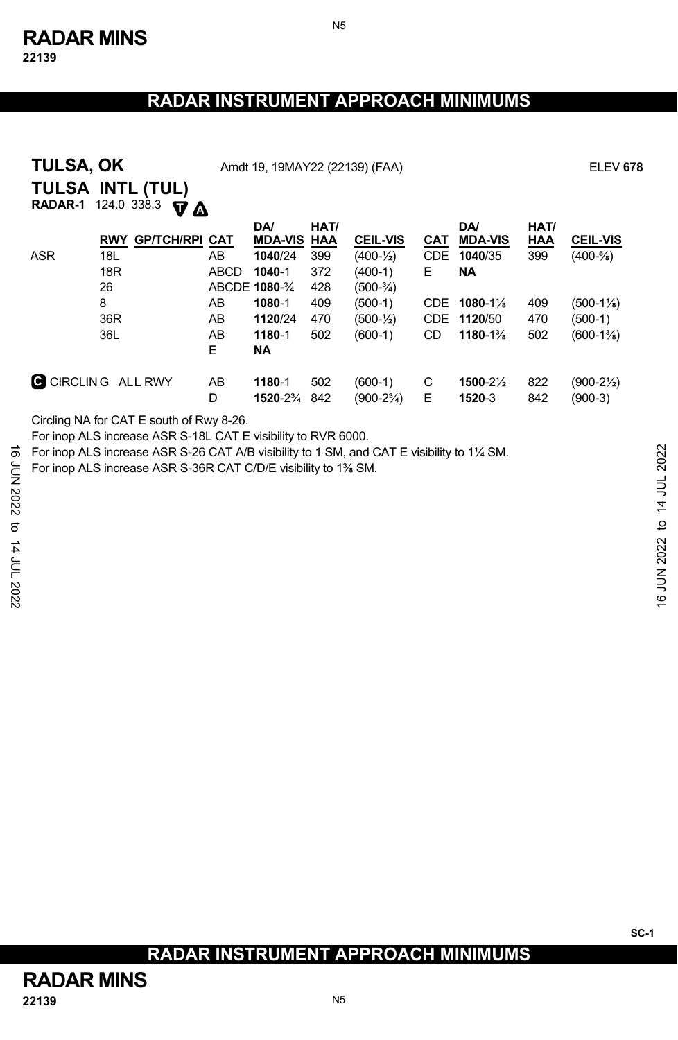# RADAR INSTRUMENT APPROACH MINIMUMS

## TULSA, OK

Amdt 19, 19MAY22 (22139) (FAA)

ELEV **678**

### TULSA INTL (TUL)

**RADAR-1** 124.0 338.3 T A

| | RWY | GP/TCH/RPI | CAT | DA/ MDA-VIS | HAT/ HAA | CEIL-VIS | CAT | DA/ MDA-VIS | HAT/ HAA | CEIL-VIS |
|---|---|---|---|---|---|---|---|---|---|---|
| ASR | 18L | | AB | **1040**/24 | 399 | (400-½) | CDE | **1040**/35 | 399 | (400-⅝) |
| | 18R | | ABCD | **1040**-1 | 372 | (400-1) | E | **NA** | | |
| | 26 | | ABCDE | **1080**-¾ | 428 | (500-¾) | | | | |
| | 8 | | AB | **1080**-1 | 409 | (500-1) | CDE | **1080**-1⅛ | 409 | (500-1⅛) |
| | 36R | | AB | **1120**/24 | 470 | (500-½) | CDE | **1120**/50 | 470 | (500-1) |
| | 36L | | AB | **1180**-1 | 502 | (600-1) | CD | **1180**-1⅜ | 502 | (600-1⅜) |
| | | | E | **NA** | | | | | | |
| C CIRCLING | ALL RWY | | AB | **1180**-1 | 502 | (600-1) | C | **1500**-2½ | 822 | (900-2½) |
| | | | D | **1520**-2¾ | 842 | (900-2¾) | E | **1520**-3 | 842 | (900-3) |

Circling NA for CAT E south of Rwy 8-26.

For inop ALS increase ASR S-18L CAT E visibility to RVR 6000.

For inop ALS increase ASR S-26 CAT A/B visibility to 1 SM, and CAT E visibility to 1¼ SM.

For inop ALS increase ASR S-36R CAT C/D/E visibility to 1⅜ SM.